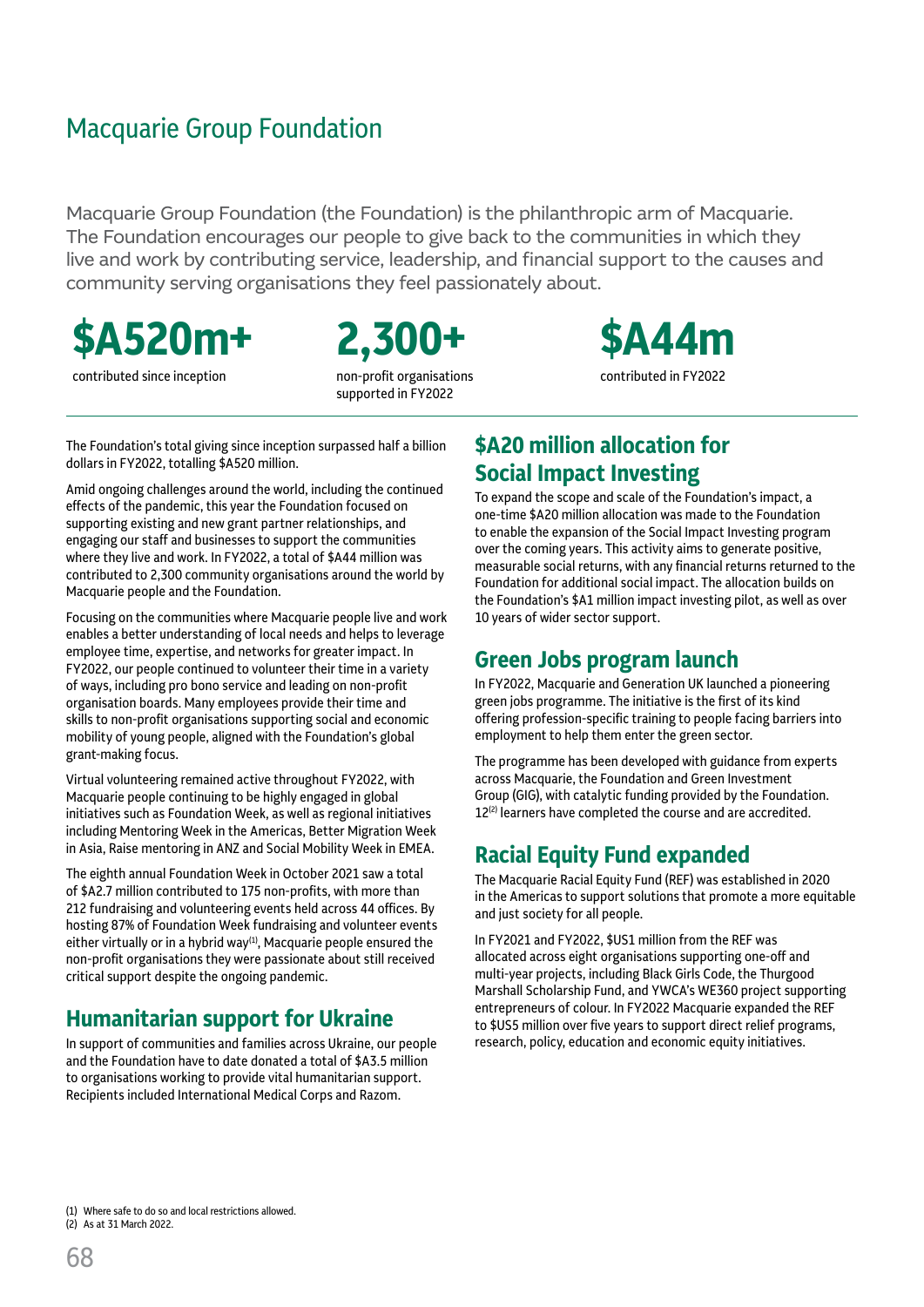# Macquarie Group Foundation

Macquarie Group Foundation (the Foundation) is the philanthropic arm of Macquarie. The Foundation encourages our people to give back to the communities in which they live and work by contributing service, leadership, and financial support to the causes and community serving organisations they feel passionately about.

**$A520m+**
contributed since inception

**2,300+**
non-profit organisations supported in FY2022

**$A44m**
contributed in FY2022

The Foundation's total giving since inception surpassed half a billion dollars in FY2022, totalling $A520 million.

Amid ongoing challenges around the world, including the continued effects of the pandemic, this year the Foundation focused on supporting existing and new grant partner relationships, and engaging our staff and businesses to support the communities where they live and work. In FY2022, a total of $A44 million was contributed to 2,300 community organisations around the world by Macquarie people and the Foundation.

Focusing on the communities where Macquarie people live and work enables a better understanding of local needs and helps to leverage employee time, expertise, and networks for greater impact. In FY2022, our people continued to volunteer their time in a variety of ways, including pro bono service and leading on non-profit organisation boards. Many employees provide their time and skills to non-profit organisations supporting social and economic mobility of young people, aligned with the Foundation's global grant-making focus.

Virtual volunteering remained active throughout FY2022, with Macquarie people continuing to be highly engaged in global initiatives such as Foundation Week, as well as regional initiatives including Mentoring Week in the Americas, Better Migration Week in Asia, Raise mentoring in ANZ and Social Mobility Week in EMEA.

The eighth annual Foundation Week in October 2021 saw a total of $A2.7 million contributed to 175 non-profits, with more than 212 fundraising and volunteering events held across 44 offices. By hosting 87% of Foundation Week fundraising and volunteer events either virtually or in a hybrid way[1], Macquarie people ensured the non-profit organisations they were passionate about still received critical support despite the ongoing pandemic.

## Humanitarian support for Ukraine

In support of communities and families across Ukraine, our people and the Foundation have to date donated a total of $A3.5 million to organisations working to provide vital humanitarian support. Recipients included International Medical Corps and Razom.

## $A20 million allocation for Social Impact Investing

To expand the scope and scale of the Foundation's impact, a one-time $A20 million allocation was made to the Foundation to enable the expansion of the Social Impact Investing program over the coming years. This activity aims to generate positive, measurable social returns, with any financial returns returned to the Foundation for additional social impact. The allocation builds on the Foundation's $A1 million impact investing pilot, as well as over 10 years of wider sector support.

## Green Jobs program launch

In FY2022, Macquarie and Generation UK launched a pioneering green jobs programme. The initiative is the first of its kind offering profession-specific training to people facing barriers into employment to help them enter the green sector.

The programme has been developed with guidance from experts across Macquarie, the Foundation and Green Investment Group (GIG), with catalytic funding provided by the Foundation. 12[2] learners have completed the course and are accredited.

## Racial Equity Fund expanded

The Macquarie Racial Equity Fund (REF) was established in 2020 in the Americas to support solutions that promote a more equitable and just society for all people.

In FY2021 and FY2022, $US1 million from the REF was allocated across eight organisations supporting one-off and multi-year projects, including Black Girls Code, the Thurgood Marshall Scholarship Fund, and YWCA's WE360 project supporting entrepreneurs of colour. In FY2022 Macquarie expanded the REF to $US5 million over five years to support direct relief programs, research, policy, education and economic equity initiatives.

(1) Where safe to do so and local restrictions allowed.
(2) As at 31 March 2022.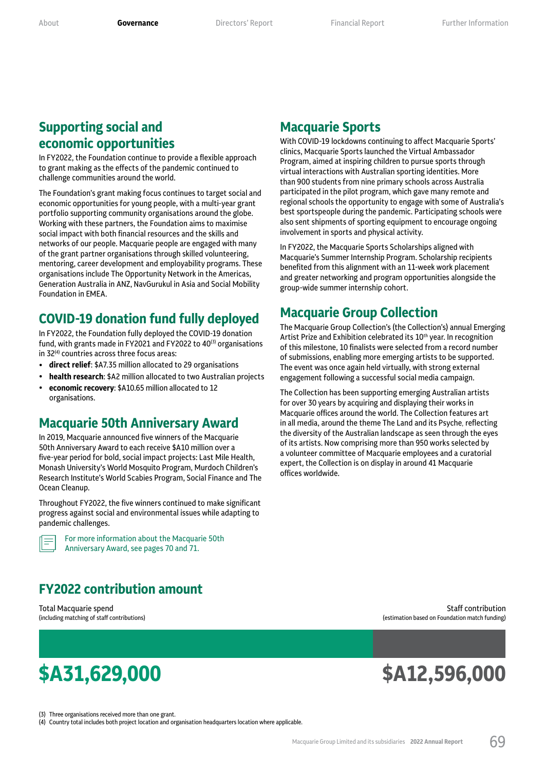## Supporting social and economic opportunities

In FY2022, the Foundation continue to provide a flexible approach to grant making as the effects of the pandemic continued to challenge communities around the world.

The Foundation's grant making focus continues to target social and economic opportunities for young people, with a multi-year grant portfolio supporting community organisations around the globe. Working with these partners, the Foundation aims to maximise social impact with both financial resources and the skills and networks of our people. Macquarie people are engaged with many of the grant partner organisations through skilled volunteering, mentoring, career development and employability programs. These organisations include The Opportunity Network in the Americas, Generation Australia in ANZ, NavGurukul in Asia and Social Mobility Foundation in EMEA.

## COVID-19 donation fund fully deployed

In FY2022, the Foundation fully deployed the COVID-19 donation fund, with grants made in FY2021 and FY2022 to 40[3] organisations in 32[4] countries across three focus areas:

- **direct relief**: $A7.35 million allocated to 29 organisations
- **health research**: $A2 million allocated to two Australian projects
- **economic recovery**: $A10.65 million allocated to 12 organisations.

## Macquarie 50th Anniversary Award

In 2019, Macquarie announced five winners of the Macquarie 50th Anniversary Award to each receive $A10 million over a five-year period for bold, social impact projects: Last Mile Health, Monash University's World Mosquito Program, Murdoch Children's Research Institute's World Scabies Program, Social Finance and The Ocean Cleanup.

Throughout FY2022, the five winners continued to make significant progress against social and environmental issues while adapting to pandemic challenges.

For more information about the Macquarie 50th Anniversary Award, see pages 70 and 71.

## Macquarie Sports

With COVID-19 lockdowns continuing to affect Macquarie Sports' clinics, Macquarie Sports launched the Virtual Ambassador Program, aimed at inspiring children to pursue sports through virtual interactions with Australian sporting identities. More than 900 students from nine primary schools across Australia participated in the pilot program, which gave many remote and regional schools the opportunity to engage with some of Australia's best sportspeople during the pandemic. Participating schools were also sent shipments of sporting equipment to encourage ongoing involvement in sports and physical activity.

In FY2022, the Macquarie Sports Scholarships aligned with Macquarie's Summer Internship Program. Scholarship recipients benefited from this alignment with an 11-week work placement and greater networking and program opportunities alongside the group-wide summer internship cohort.

## Macquarie Group Collection

The Macquarie Group Collection's (the Collection's) annual Emerging Artist Prize and Exhibition celebrated its 10th year. In recognition of this milestone, 10 finalists were selected from a record number of submissions, enabling more emerging artists to be supported. The event was once again held virtually, with strong external engagement following a successful social media campaign.

The Collection has been supporting emerging Australian artists for over 30 years by acquiring and displaying their works in Macquarie offices around the world. The Collection features art in all media, around the theme The Land and its Psyche, reflecting the diversity of the Australian landscape as seen through the eyes of its artists. Now comprising more than 950 works selected by a volunteer committee of Macquarie employees and a curatorial expert, the Collection is on display in around 41 Macquarie offices worldwide.

## FY2022 contribution amount

Total Macquarie spend
(including matching of staff contributions)

**$A31,629,000**

Staff contribution
(estimation based on Foundation match funding)

**$A12,596,000**

(3) Three organisations received more than one grant.
(4) Country total includes both project location and organisation headquarters location where applicable.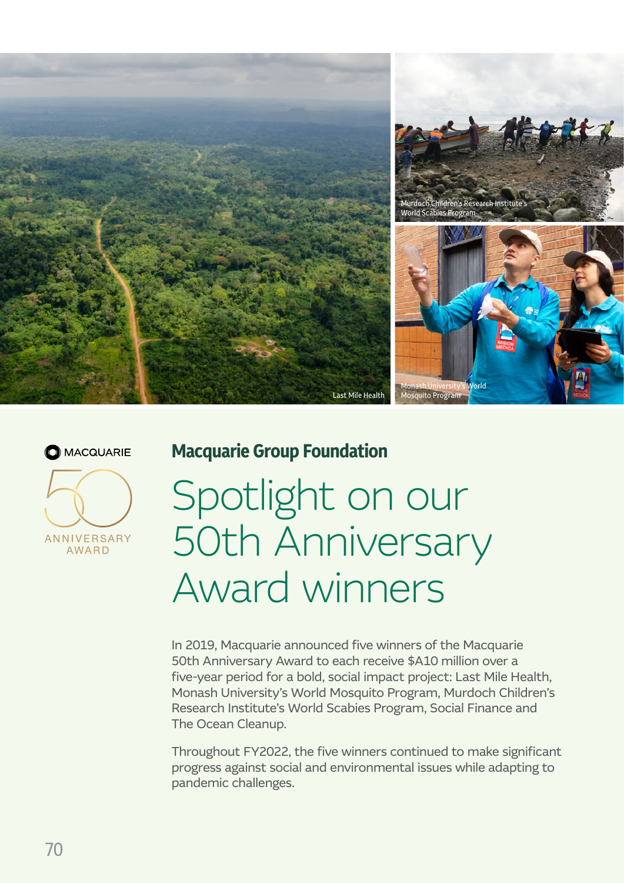Last Mile Health

Murdoch Children's Research Institute's World Scabies Program

Monash University's World Mosquito Program

MACQUARIE

50 ANNIVERSARY AWARD

## Macquarie Group Foundation

# Spotlight on our 50th Anniversary Award winners

In 2019, Macquarie announced five winners of the Macquarie 50th Anniversary Award to each receive $A10 million over a five-year period for a bold, social impact project: Last Mile Health, Monash University's World Mosquito Program, Murdoch Children's Research Institute's World Scabies Program, Social Finance and The Ocean Cleanup.

Throughout FY2022, the five winners continued to make significant progress against social and environmental issues while adapting to pandemic challenges.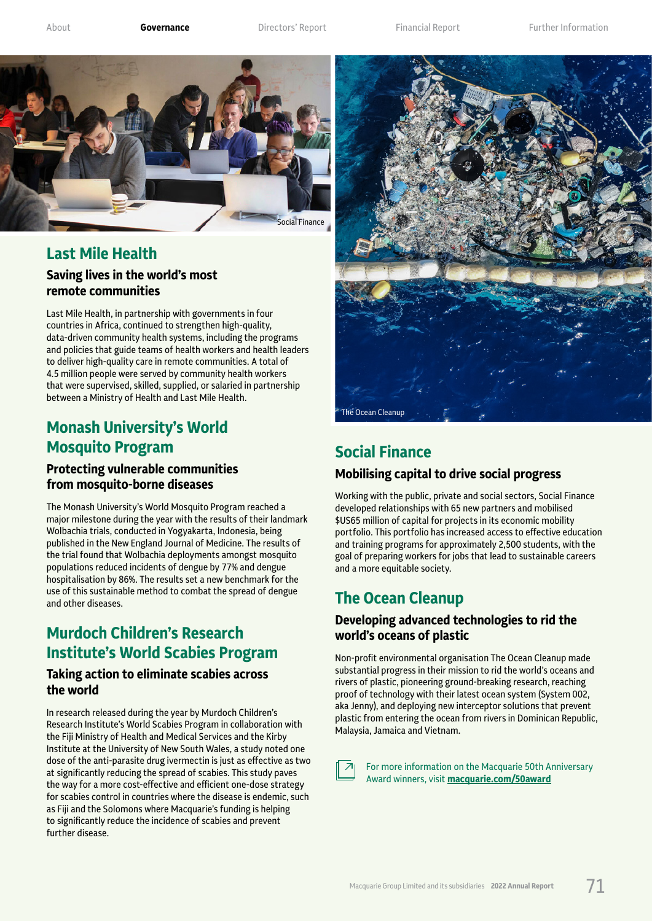Social Finance

## Last Mile Health

### Saving lives in the world's most remote communities

Last Mile Health, in partnership with governments in four countries in Africa, continued to strengthen high-quality, data-driven community health systems, including the programs and policies that guide teams of health workers and health leaders to deliver high-quality care in remote communities. A total of 4.5 million people were served by community health workers that were supervised, skilled, supplied, or salaried in partnership between a Ministry of Health and Last Mile Health.

## Monash University's World Mosquito Program

### Protecting vulnerable communities from mosquito-borne diseases

The Monash University's World Mosquito Program reached a major milestone during the year with the results of their landmark Wolbachia trials, conducted in Yogyakarta, Indonesia, being published in the New England Journal of Medicine. The results of the trial found that Wolbachia deployments amongst mosquito populations reduced incidents of dengue by 77% and dengue hospitalisation by 86%. The results set a new benchmark for the use of this sustainable method to combat the spread of dengue and other diseases.

## Murdoch Children's Research Institute's World Scabies Program

### Taking action to eliminate scabies across the world

In research released during the year by Murdoch Children's Research Institute's World Scabies Program in collaboration with the Fiji Ministry of Health and Medical Services and the Kirby Institute at the University of New South Wales, a study noted one dose of the anti-parasite drug ivermectin is just as effective as two at significantly reducing the spread of scabies. This study paves the way for a more cost-effective and efficient one-dose strategy for scabies control in countries where the disease is endemic, such as Fiji and the Solomons where Macquarie's funding is helping to significantly reduce the incidence of scabies and prevent further disease.

The Ocean Cleanup

## Social Finance

### Mobilising capital to drive social progress

Working with the public, private and social sectors, Social Finance developed relationships with 65 new partners and mobilised $US65 million of capital for projects in its economic mobility portfolio. This portfolio has increased access to effective education and training programs for approximately 2,500 students, with the goal of preparing workers for jobs that lead to sustainable careers and a more equitable society.

## The Ocean Cleanup

### Developing advanced technologies to rid the world's oceans of plastic

Non-profit environmental organisation The Ocean Cleanup made substantial progress in their mission to rid the world's oceans and rivers of plastic, pioneering ground-breaking research, reaching proof of technology with their latest ocean system (System 002, aka Jenny), and deploying new interceptor solutions that prevent plastic from entering the ocean from rivers in Dominican Republic, Malaysia, Jamaica and Vietnam.

For more information on the Macquarie 50th Anniversary Award winners, visit **macquarie.com/50award**